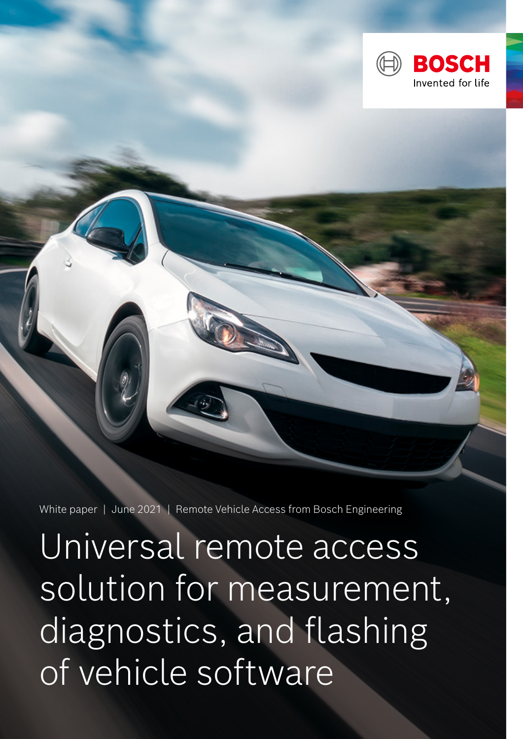BOSCH

Invented for life

White paper | June 2021 | Remote Vehicle Access from Bosch Engineering

# Universal remote access solution for measurement, diagnostics, and flashing of vehicle software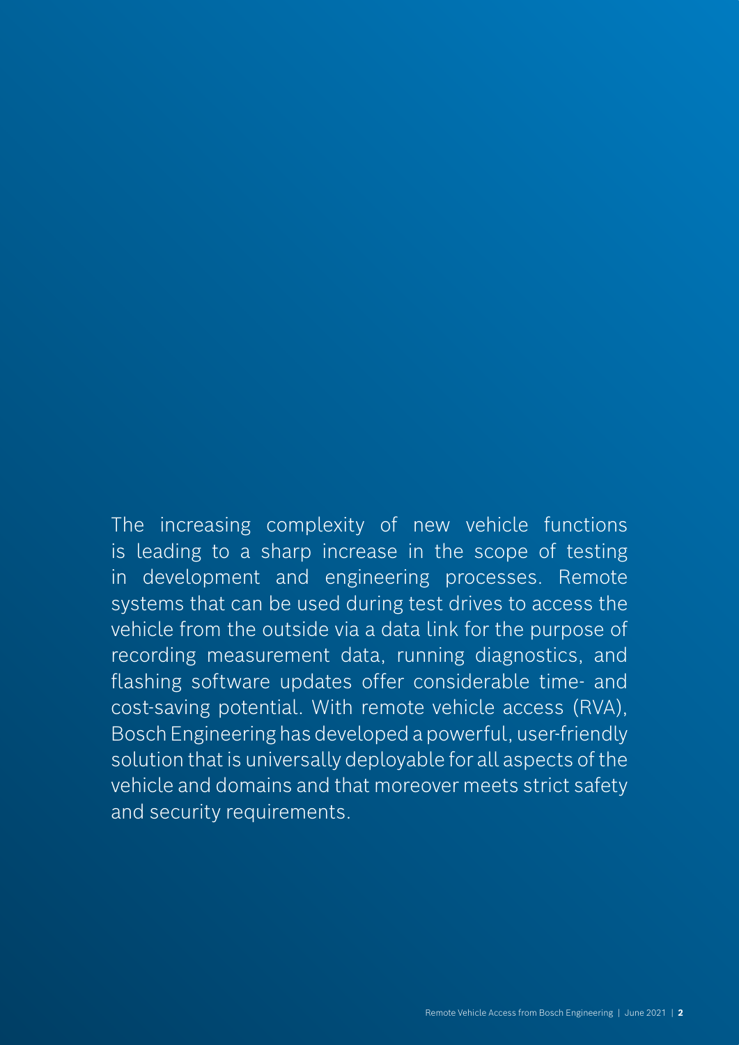The increasing complexity of new vehicle functions is leading to a sharp increase in the scope of testing in development and engineering processes. Remote systems that can be used during test drives to access the vehicle from the outside via a data link for the purpose of recording measurement data, running diagnostics, and flashing software updates offer considerable time- and cost-saving potential. With remote vehicle access (RVA), Bosch Engineering has developed a powerful, user-friendly solution that is universally deployable for all aspects of the vehicle and domains and that moreover meets strict safety and security requirements.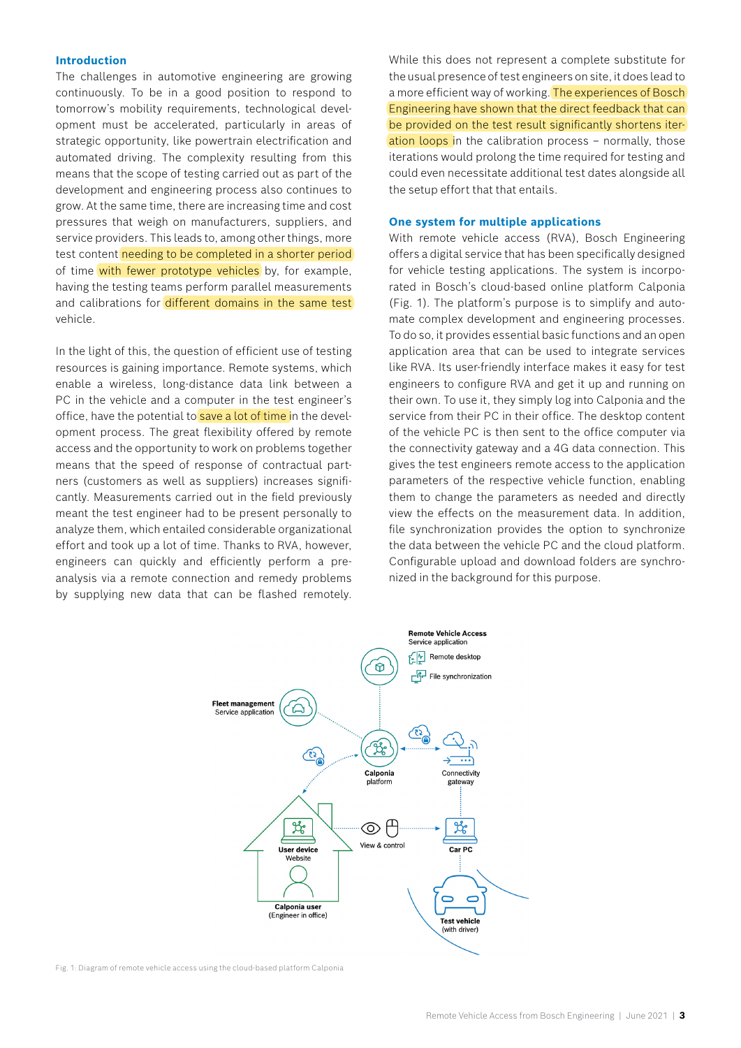## Introduction

The challenges in automotive engineering are growing continuously. To be in a good position to respond to tomorrow's mobility requirements, technological development must be accelerated, particularly in areas of strategic opportunity, like powertrain electrification and automated driving. The complexity resulting from this means that the scope of testing carried out as part of the development and engineering process also continues to grow. At the same time, there are increasing time and cost pressures that weigh on manufacturers, suppliers, and service providers. This leads to, among other things, more test content needing to be completed in a shorter period of time with fewer prototype vehicles by, for example, having the testing teams perform parallel measurements and calibrations for different domains in the same test vehicle.

In the light of this, the question of efficient use of testing resources is gaining importance. Remote systems, which enable a wireless, long-distance data link between a PC in the vehicle and a computer in the test engineer's office, have the potential to save a lot of time in the development process. The great flexibility offered by remote access and the opportunity to work on problems together means that the speed of response of contractual partners (customers as well as suppliers) increases significantly. Measurements carried out in the field previously meant the test engineer had to be present personally to analyze them, which entailed considerable organizational effort and took up a lot of time. Thanks to RVA, however, engineers can quickly and efficiently perform a pre-analysis via a remote connection and remedy problems by supplying new data that can be flashed remotely. While this does not represent a complete substitute for the usual presence of test engineers on site, it does lead to a more efficient way of working. The experiences of Bosch Engineering have shown that the direct feedback that can be provided on the test result significantly shortens iteration loops in the calibration process – normally, those iterations would prolong the time required for testing and could even necessitate additional test dates alongside all the setup effort that that entails.

## One system for multiple applications

With remote vehicle access (RVA), Bosch Engineering offers a digital service that has been specifically designed for vehicle testing applications. The system is incorporated in Bosch's cloud-based online platform Calponia (Fig. 1). The platform's purpose is to simplify and automate complex development and engineering processes. To do so, it provides essential basic functions and an open application area that can be used to integrate services like RVA. Its user-friendly interface makes it easy for test engineers to configure RVA and get it up and running on their own. To use it, they simply log into Calponia and the service from their PC in their office. The desktop content of the vehicle PC is then sent to the office computer via the connectivity gateway and a 4G data connection. This gives the test engineers remote access to the application parameters of the respective vehicle function, enabling them to change the parameters as needed and directly view the effects on the measurement data. In addition, file synchronization provides the option to synchronize the data between the vehicle PC and the cloud platform. Configurable upload and download folders are synchronized in the background for this purpose.

**Remote Vehicle Access**
Service application
Remote desktop
File synchronization

**Fleet management**
Service application

**Calponia** platform

**Connectivity** gateway

**User device**
Website

View & control

**Car PC**

**Calponia user**
(Engineer in office)

**Test vehicle**
(with driver)

Fig. 1: Diagram of remote vehicle access using the cloud-based platform Calponia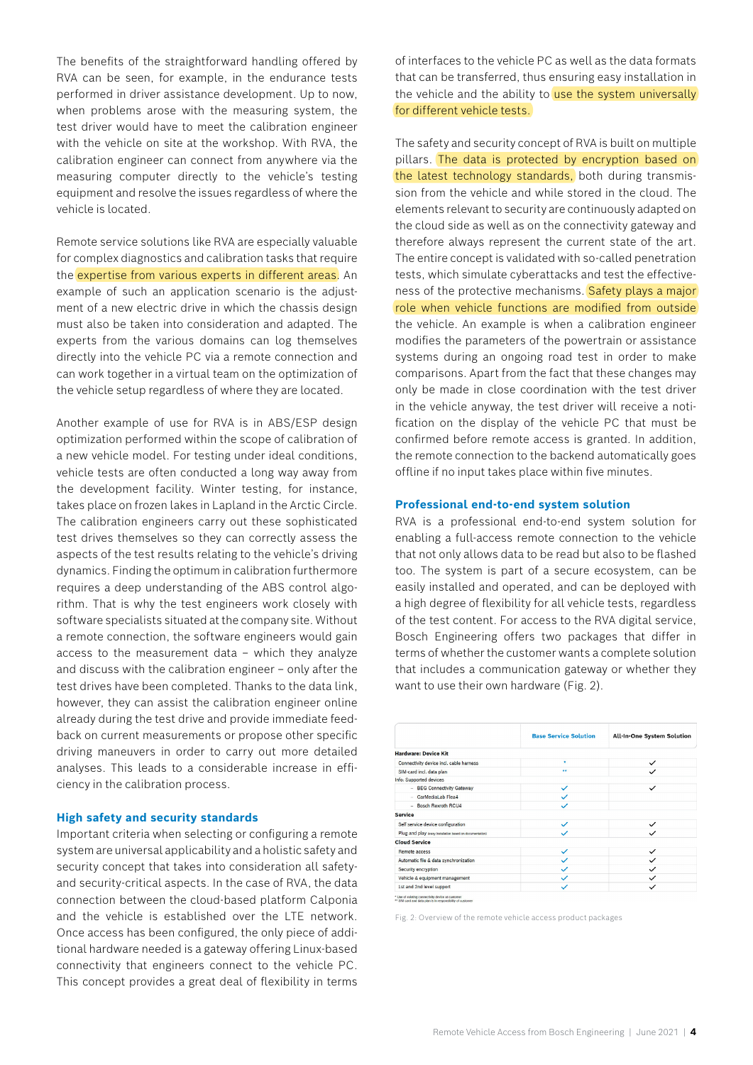The benefits of the straightforward handling offered by RVA can be seen, for example, in the endurance tests performed in driver assistance development. Up to now, when problems arose with the measuring system, the test driver would have to meet the calibration engineer with the vehicle on site at the workshop. With RVA, the calibration engineer can connect from anywhere via the measuring computer directly to the vehicle's testing equipment and resolve the issues regardless of where the vehicle is located.

Remote service solutions like RVA are especially valuable for complex diagnostics and calibration tasks that require the expertise from various experts in different areas. An example of such an application scenario is the adjustment of a new electric drive in which the chassis design must also be taken into consideration and adapted. The experts from the various domains can log themselves directly into the vehicle PC via a remote connection and can work together in a virtual team on the optimization of the vehicle setup regardless of where they are located.

Another example of use for RVA is in ABS/ESP design optimization performed within the scope of calibration of a new vehicle model. For testing under ideal conditions, vehicle tests are often conducted a long way away from the development facility. Winter testing, for instance, takes place on frozen lakes in Lapland in the Arctic Circle. The calibration engineers carry out these sophisticated test drives themselves so they can correctly assess the aspects of the test results relating to the vehicle's driving dynamics. Finding the optimum in calibration furthermore requires a deep understanding of the ABS control algorithm. That is why the test engineers work closely with software specialists situated at the company site. Without a remote connection, the software engineers would gain access to the measurement data – which they analyze and discuss with the calibration engineer – only after the test drives have been completed. Thanks to the data link, however, they can assist the calibration engineer online already during the test drive and provide immediate feedback on current measurements or propose other specific driving maneuvers in order to carry out more detailed analyses. This leads to a considerable increase in efficiency in the calibration process.

## High safety and security standards

Important criteria when selecting or configuring a remote system are universal applicability and a holistic safety and security concept that takes into consideration all safety- and security-critical aspects. In the case of RVA, the data connection between the cloud-based platform Calponia and the vehicle is established over the LTE network. Once access has been configured, the only piece of additional hardware needed is a gateway offering Linux-based connectivity that engineers connect to the vehicle PC. This concept provides a great deal of flexibility in terms of interfaces to the vehicle PC as well as the data formats that can be transferred, thus ensuring easy installation in the vehicle and the ability to use the system universally for different vehicle tests.

The safety and security concept of RVA is built on multiple pillars. The data is protected by encryption based on the latest technology standards, both during transmission from the vehicle and while stored in the cloud. The elements relevant to security are continuously adapted on the cloud side as well as on the connectivity gateway and therefore always represent the current state of the art. The entire concept is validated with so-called penetration tests, which simulate cyberattacks and test the effectiveness of the protective mechanisms. Safety plays a major role when vehicle functions are modified from outside the vehicle. An example is when a calibration engineer modifies the parameters of the powertrain or assistance systems during an ongoing road test in order to make comparisons. Apart from the fact that these changes may only be made in close coordination with the test driver in the vehicle anyway, the test driver will receive a notification on the display of the vehicle PC that must be confirmed before remote access is granted. In addition, the remote connection to the backend automatically goes offline if no input takes place within five minutes.

## Professional end-to-end system solution

RVA is a professional end-to-end system solution for enabling a full-access remote connection to the vehicle that not only allows data to be read but also to be flashed too. The system is part of a secure ecosystem, can be easily installed and operated, and can be deployed with a high degree of flexibility for all vehicle tests, regardless of the test content. For access to the RVA digital service, Bosch Engineering offers two packages that differ in terms of whether the customer wants a complete solution that includes a communication gateway or whether they want to use their own hardware (Fig. 2).

| | Base Service Solution | All-In-One System Solution |
|---|---|---|
| **Hardware: Device Kit** | | |
| Connectivity device incl. cable harness | * | ✓ |
| SIM-card incl. data plan | ** | ✓ |
| Info: Supported devices | | |
| – BEG Connectivity Gateway | ✓ | ✓ |
| – CarMediaLab Flea4 | ✓ | |
| – Bosch Rexroth RCU4 | ✓ | |
| **Service** | | |
| Self service device configuration | ✓ | ✓ |
| Plug and play (easy installation based on documentation) | ✓ | ✓ |
| **Cloud Service** | | |
| Remote access | ✓ | ✓ |
| Automatic file & data synchronization | ✓ | ✓ |
| Security encryption | ✓ | ✓ |
| Vehicle & equipment management | ✓ | ✓ |
| 1st and 2nd level support | ✓ | ✓ |

\* Use of existing connectivity device at customer
\*\* SIM card and data plan is in responsibility of customer

Fig. 2: Overview of the remote vehicle access product packages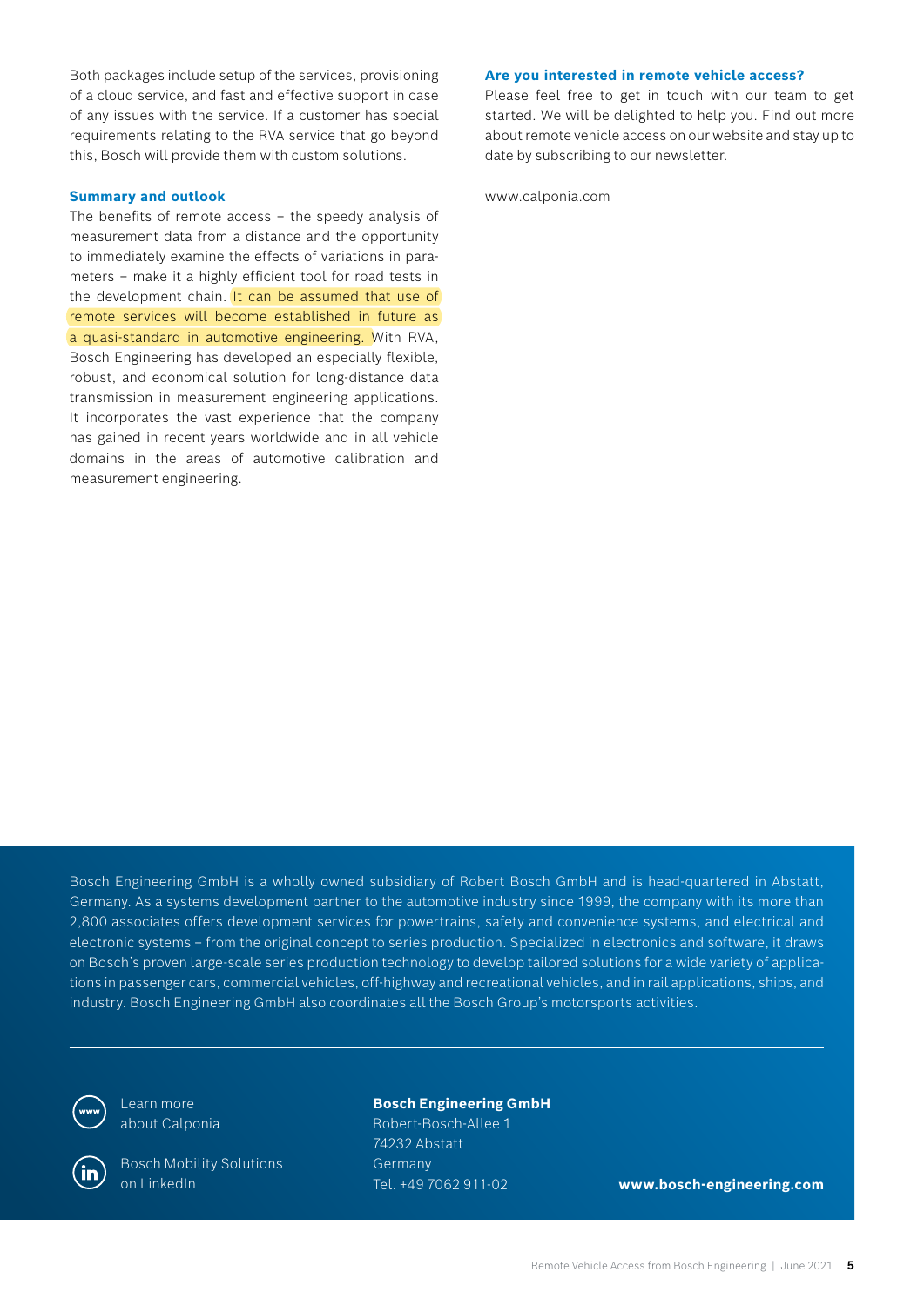Both packages include setup of the services, provisioning of a cloud service, and fast and effective support in case of any issues with the service. If a customer has special requirements relating to the RVA service that go beyond this, Bosch will provide them with custom solutions.

**Summary and outlook**

The benefits of remote access – the speedy analysis of measurement data from a distance and the opportunity to immediately examine the effects of variations in parameters – make it a highly efficient tool for road tests in the development chain. It can be assumed that use of remote services will become established in future as a quasi-standard in automotive engineering. With RVA, Bosch Engineering has developed an especially flexible, robust, and economical solution for long-distance data transmission in measurement engineering applications. It incorporates the vast experience that the company has gained in recent years worldwide and in all vehicle domains in the areas of automotive calibration and measurement engineering.

**Are you interested in remote vehicle access?**

Please feel free to get in touch with our team to get started. We will be delighted to help you. Find out more about remote vehicle access on our website and stay up to date by subscribing to our newsletter.

www.calponia.com

Bosch Engineering GmbH is a wholly owned subsidiary of Robert Bosch GmbH and is head-quartered in Abstatt, Germany. As a systems development partner to the automotive industry since 1999, the company with its more than 2,800 associates offers development services for powertrains, safety and convenience systems, and electrical and electronic systems – from the original concept to series production. Specialized in electronics and software, it draws on Bosch's proven large-scale series production technology to develop tailored solutions for a wide variety of applications in passenger cars, commercial vehicles, off-highway and recreational vehicles, and in rail applications, ships, and industry. Bosch Engineering GmbH also coordinates all the Bosch Group's motorsports activities.

Learn more about Calponia

Bosch Mobility Solutions on LinkedIn

**Bosch Engineering GmbH**
Robert-Bosch-Allee 1
74232 Abstatt
Germany
Tel. +49 7062 911-02

**www.bosch-engineering.com**